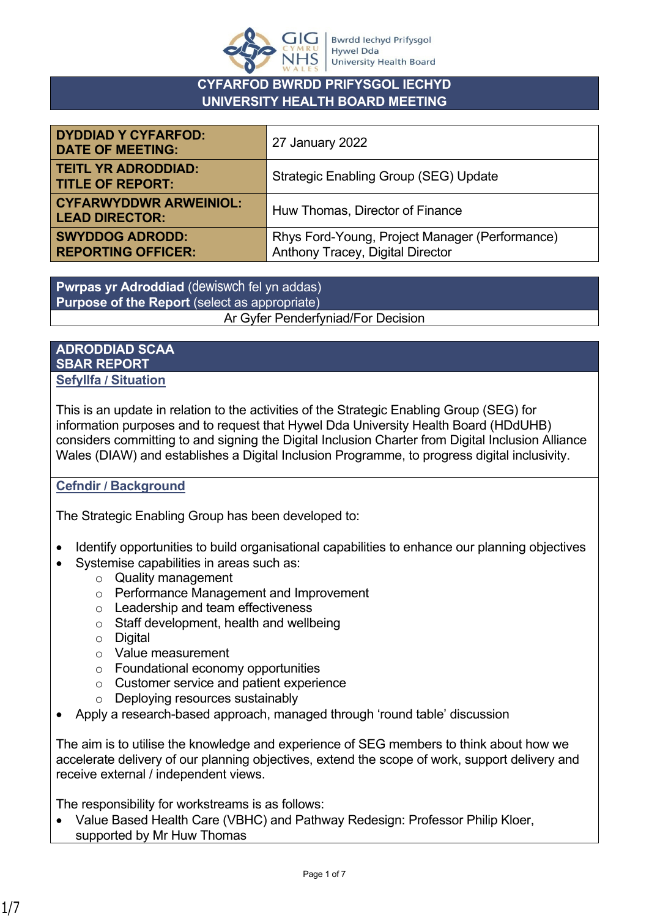# CYFARFOD BWRDD PRIFYSGOL IECHYD
# UNIVERSITY HEALTH BOARD MEETING

| | |
|---|---|
| **DYDDIAD Y CYFARFOD: DATE OF MEETING:** | 27 January 2022 |
| **TEITL YR ADRODDIAD: TITLE OF REPORT:** | Strategic Enabling Group (SEG) Update |
| **CYFARWYDDWR ARWEINIOL: LEAD DIRECTOR:** | Huw Thomas, Director of Finance |
| **SWYDDOG ADRODD: REPORTING OFFICER:** | Rhys Ford-Young, Project Manager (Performance)<br>Anthony Tracey, Digital Director |

**Pwrpas yr Adroddiad** (dewiswch fel yn addas)
**Purpose of the Report** (select as appropriate)

Ar Gyfer Penderfyniad/For Decision

## ADRODDIAD SCAA
## SBAR REPORT

### Sefyllfa / Situation

This is an update in relation to the activities of the Strategic Enabling Group (SEG) for information purposes and to request that Hywel Dda University Health Board (HDdUHB) considers committing to and signing the Digital Inclusion Charter from Digital Inclusion Alliance Wales (DIAW) and establishes a Digital Inclusion Programme, to progress digital inclusivity.

### Cefndir / Background

The Strategic Enabling Group has been developed to:

- Identify opportunities to build organisational capabilities to enhance our planning objectives
- Systemise capabilities in areas such as:
  - Quality management
  - Performance Management and Improvement
  - Leadership and team effectiveness
  - Staff development, health and wellbeing
  - Digital
  - Value measurement
  - Foundational economy opportunities
  - Customer service and patient experience
  - Deploying resources sustainably
- Apply a research-based approach, managed through 'round table' discussion

The aim is to utilise the knowledge and experience of SEG members to think about how we accelerate delivery of our planning objectives, extend the scope of work, support delivery and receive external / independent views.

The responsibility for workstreams is as follows:

- Value Based Health Care (VBHC) and Pathway Redesign: Professor Philip Kloer, supported by Mr Huw Thomas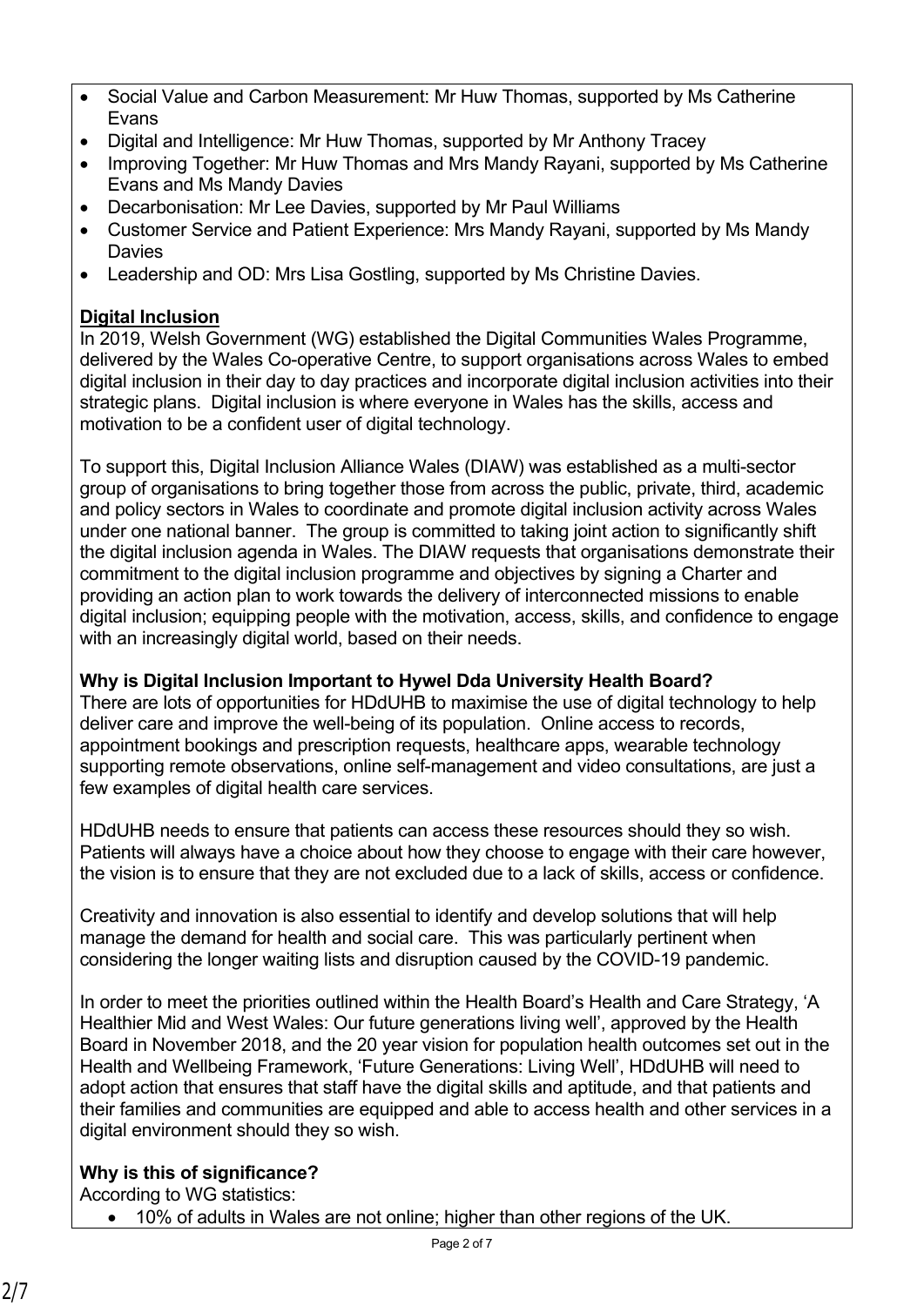- Social Value and Carbon Measurement: Mr Huw Thomas, supported by Ms Catherine Evans
- Digital and Intelligence: Mr Huw Thomas, supported by Mr Anthony Tracey
- Improving Together: Mr Huw Thomas and Mrs Mandy Rayani, supported by Ms Catherine Evans and Ms Mandy Davies
- Decarbonisation: Mr Lee Davies, supported by Mr Paul Williams
- Customer Service and Patient Experience: Mrs Mandy Rayani, supported by Ms Mandy Davies
- Leadership and OD: Mrs Lisa Gostling, supported by Ms Christine Davies.

**Digital Inclusion**

In 2019, Welsh Government (WG) established the Digital Communities Wales Programme, delivered by the Wales Co-operative Centre, to support organisations across Wales to embed digital inclusion in their day to day practices and incorporate digital inclusion activities into their strategic plans. Digital inclusion is where everyone in Wales has the skills, access and motivation to be a confident user of digital technology.

To support this, Digital Inclusion Alliance Wales (DIAW) was established as a multi-sector group of organisations to bring together those from across the public, private, third, academic and policy sectors in Wales to coordinate and promote digital inclusion activity across Wales under one national banner. The group is committed to taking joint action to significantly shift the digital inclusion agenda in Wales. The DIAW requests that organisations demonstrate their commitment to the digital inclusion programme and objectives by signing a Charter and providing an action plan to work towards the delivery of interconnected missions to enable digital inclusion; equipping people with the motivation, access, skills, and confidence to engage with an increasingly digital world, based on their needs.

**Why is Digital Inclusion Important to Hywel Dda University Health Board?**

There are lots of opportunities for HDdUHB to maximise the use of digital technology to help deliver care and improve the well-being of its population. Online access to records, appointment bookings and prescription requests, healthcare apps, wearable technology supporting remote observations, online self-management and video consultations, are just a few examples of digital health care services.

HDdUHB needs to ensure that patients can access these resources should they so wish. Patients will always have a choice about how they choose to engage with their care however, the vision is to ensure that they are not excluded due to a lack of skills, access or confidence.

Creativity and innovation is also essential to identify and develop solutions that will help manage the demand for health and social care. This was particularly pertinent when considering the longer waiting lists and disruption caused by the COVID-19 pandemic.

In order to meet the priorities outlined within the Health Board's Health and Care Strategy, 'A Healthier Mid and West Wales: Our future generations living well', approved by the Health Board in November 2018, and the 20 year vision for population health outcomes set out in the Health and Wellbeing Framework, 'Future Generations: Living Well', HDdUHB will need to adopt action that ensures that staff have the digital skills and aptitude, and that patients and their families and communities are equipped and able to access health and other services in a digital environment should they so wish.

**Why is this of significance?**

According to WG statistics:

- 10% of adults in Wales are not online; higher than other regions of the UK.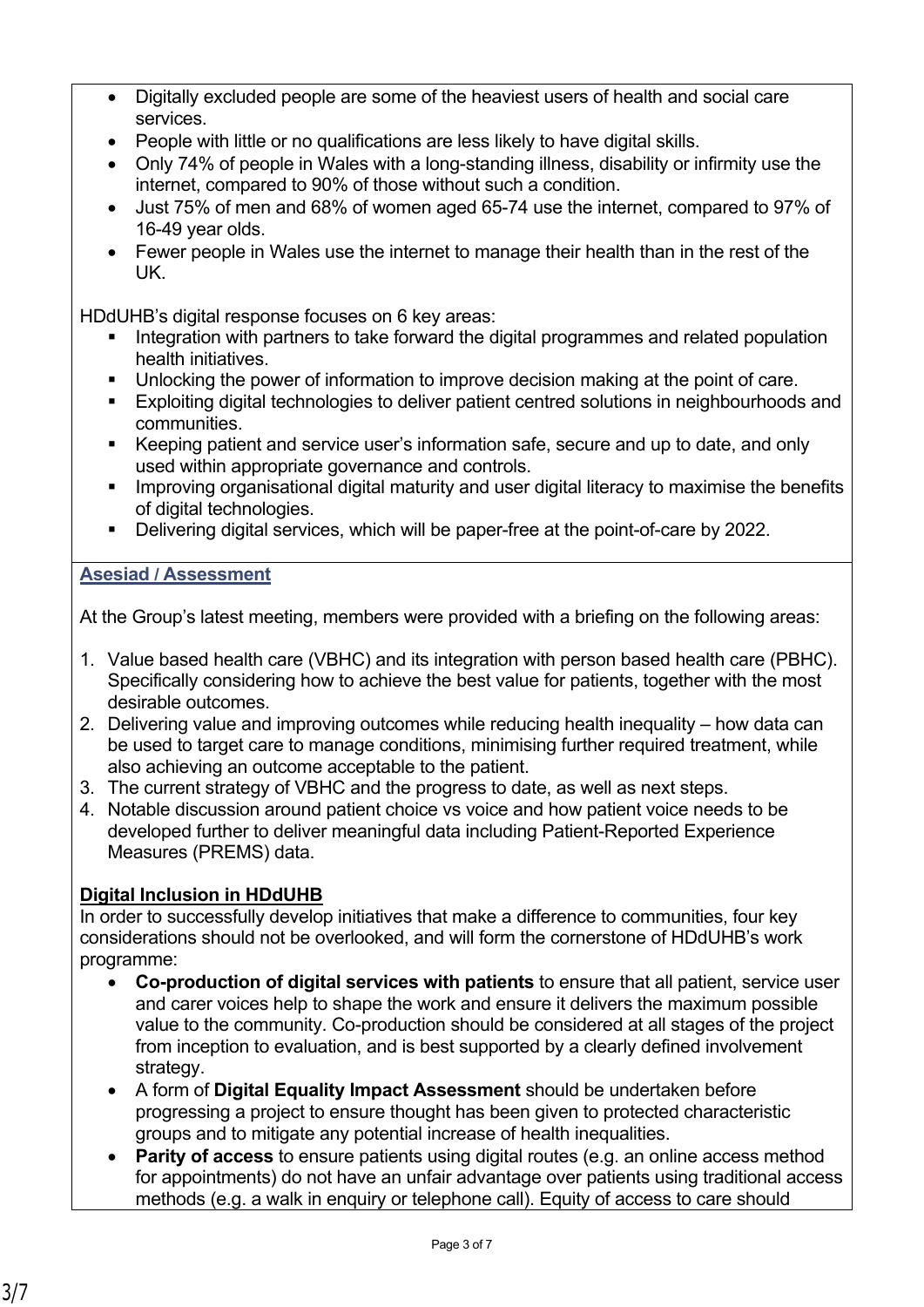- Digitally excluded people are some of the heaviest users of health and social care services.
- People with little or no qualifications are less likely to have digital skills.
- Only 74% of people in Wales with a long-standing illness, disability or infirmity use the internet, compared to 90% of those without such a condition.
- Just 75% of men and 68% of women aged 65-74 use the internet, compared to 97% of 16-49 year olds.
- Fewer people in Wales use the internet to manage their health than in the rest of the UK.

HDdUHB's digital response focuses on 6 key areas:

- Integration with partners to take forward the digital programmes and related population health initiatives.
- Unlocking the power of information to improve decision making at the point of care.
- Exploiting digital technologies to deliver patient centred solutions in neighbourhoods and communities.
- Keeping patient and service user's information safe, secure and up to date, and only used within appropriate governance and controls.
- Improving organisational digital maturity and user digital literacy to maximise the benefits of digital technologies.
- Delivering digital services, which will be paper-free at the point-of-care by 2022.

## Asesiad / Assessment

At the Group's latest meeting, members were provided with a briefing on the following areas:

1. Value based health care (VBHC) and its integration with person based health care (PBHC). Specifically considering how to achieve the best value for patients, together with the most desirable outcomes.
2. Delivering value and improving outcomes while reducing health inequality – how data can be used to target care to manage conditions, minimising further required treatment, while also achieving an outcome acceptable to the patient.
3. The current strategy of VBHC and the progress to date, as well as next steps.
4. Notable discussion around patient choice vs voice and how patient voice needs to be developed further to deliver meaningful data including Patient-Reported Experience Measures (PREMS) data.

**Digital Inclusion in HDdUHB**

In order to successfully develop initiatives that make a difference to communities, four key considerations should not be overlooked, and will form the cornerstone of HDdUHB's work programme:

- **Co-production of digital services with patients** to ensure that all patient, service user and carer voices help to shape the work and ensure it delivers the maximum possible value to the community. Co-production should be considered at all stages of the project from inception to evaluation, and is best supported by a clearly defined involvement strategy.
- A form of **Digital Equality Impact Assessment** should be undertaken before progressing a project to ensure thought has been given to protected characteristic groups and to mitigate any potential increase of health inequalities.
- **Parity of access** to ensure patients using digital routes (e.g. an online access method for appointments) do not have an unfair advantage over patients using traditional access methods (e.g. a walk in enquiry or telephone call). Equity of access to care should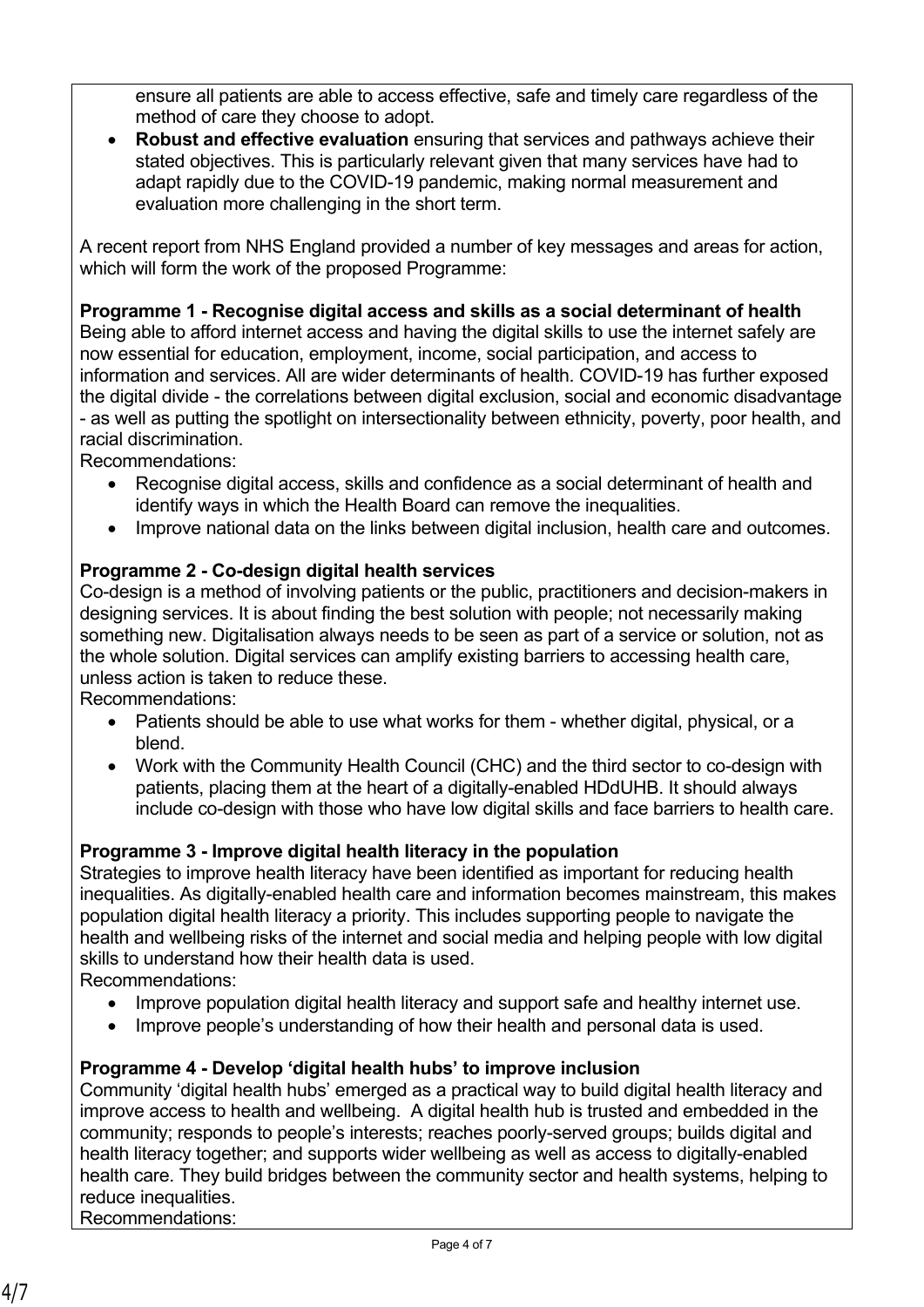ensure all patients are able to access effective, safe and timely care regardless of the method of care they choose to adopt.

- **Robust and effective evaluation** ensuring that services and pathways achieve their stated objectives. This is particularly relevant given that many services have had to adapt rapidly due to the COVID-19 pandemic, making normal measurement and evaluation more challenging in the short term.

A recent report from NHS England provided a number of key messages and areas for action, which will form the work of the proposed Programme:

**Programme 1 - Recognise digital access and skills as a social determinant of health**
Being able to afford internet access and having the digital skills to use the internet safely are now essential for education, employment, income, social participation, and access to information and services. All are wider determinants of health. COVID-19 has further exposed the digital divide - the correlations between digital exclusion, social and economic disadvantage - as well as putting the spotlight on intersectionality between ethnicity, poverty, poor health, and racial discrimination.
Recommendations:

- Recognise digital access, skills and confidence as a social determinant of health and identify ways in which the Health Board can remove the inequalities.
- Improve national data on the links between digital inclusion, health care and outcomes.

**Programme 2 - Co-design digital health services**
Co-design is a method of involving patients or the public, practitioners and decision-makers in designing services. It is about finding the best solution with people; not necessarily making something new. Digitalisation always needs to be seen as part of a service or solution, not as the whole solution. Digital services can amplify existing barriers to accessing health care, unless action is taken to reduce these.
Recommendations:

- Patients should be able to use what works for them - whether digital, physical, or a blend.
- Work with the Community Health Council (CHC) and the third sector to co-design with patients, placing them at the heart of a digitally-enabled HDdUHB. It should always include co-design with those who have low digital skills and face barriers to health care.

**Programme 3 - Improve digital health literacy in the population**
Strategies to improve health literacy have been identified as important for reducing health inequalities. As digitally-enabled health care and information becomes mainstream, this makes population digital health literacy a priority. This includes supporting people to navigate the health and wellbeing risks of the internet and social media and helping people with low digital skills to understand how their health data is used.
Recommendations:

- Improve population digital health literacy and support safe and healthy internet use.
- Improve people's understanding of how their health and personal data is used.

**Programme 4 - Develop 'digital health hubs' to improve inclusion**
Community 'digital health hubs' emerged as a practical way to build digital health literacy and improve access to health and wellbeing. A digital health hub is trusted and embedded in the community; responds to people's interests; reaches poorly-served groups; builds digital and health literacy together; and supports wider wellbeing as well as access to digitally-enabled health care. They build bridges between the community sector and health systems, helping to reduce inequalities.
Recommendations: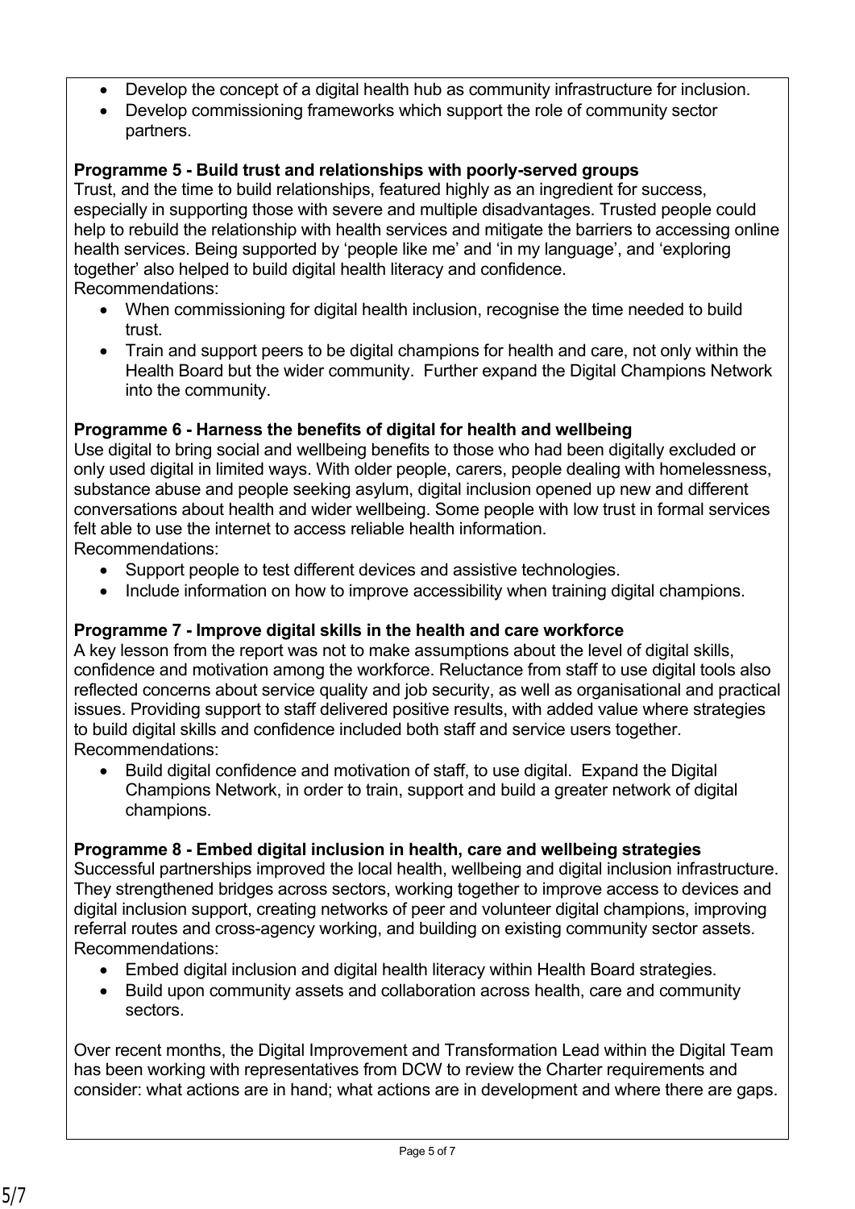- Develop the concept of a digital health hub as community infrastructure for inclusion.
- Develop commissioning frameworks which support the role of community sector partners.

**Programme 5 - Build trust and relationships with poorly-served groups**

Trust, and the time to build relationships, featured highly as an ingredient for success, especially in supporting those with severe and multiple disadvantages. Trusted people could help to rebuild the relationship with health services and mitigate the barriers to accessing online health services. Being supported by 'people like me' and 'in my language', and 'exploring together' also helped to build digital health literacy and confidence.

Recommendations:

- When commissioning for digital health inclusion, recognise the time needed to build trust.
- Train and support peers to be digital champions for health and care, not only within the Health Board but the wider community. Further expand the Digital Champions Network into the community.

**Programme 6 - Harness the benefits of digital for health and wellbeing**

Use digital to bring social and wellbeing benefits to those who had been digitally excluded or only used digital in limited ways. With older people, carers, people dealing with homelessness, substance abuse and people seeking asylum, digital inclusion opened up new and different conversations about health and wider wellbeing. Some people with low trust in formal services felt able to use the internet to access reliable health information.

Recommendations:

- Support people to test different devices and assistive technologies.
- Include information on how to improve accessibility when training digital champions.

**Programme 7 - Improve digital skills in the health and care workforce**

A key lesson from the report was not to make assumptions about the level of digital skills, confidence and motivation among the workforce. Reluctance from staff to use digital tools also reflected concerns about service quality and job security, as well as organisational and practical issues. Providing support to staff delivered positive results, with added value where strategies to build digital skills and confidence included both staff and service users together.

Recommendations:

- Build digital confidence and motivation of staff, to use digital. Expand the Digital Champions Network, in order to train, support and build a greater network of digital champions.

**Programme 8 - Embed digital inclusion in health, care and wellbeing strategies**

Successful partnerships improved the local health, wellbeing and digital inclusion infrastructure. They strengthened bridges across sectors, working together to improve access to devices and digital inclusion support, creating networks of peer and volunteer digital champions, improving referral routes and cross-agency working, and building on existing community sector assets.

Recommendations:

- Embed digital inclusion and digital health literacy within Health Board strategies.
- Build upon community assets and collaboration across health, care and community sectors.

Over recent months, the Digital Improvement and Transformation Lead within the Digital Team has been working with representatives from DCW to review the Charter requirements and consider: what actions are in hand; what actions are in development and where there are gaps.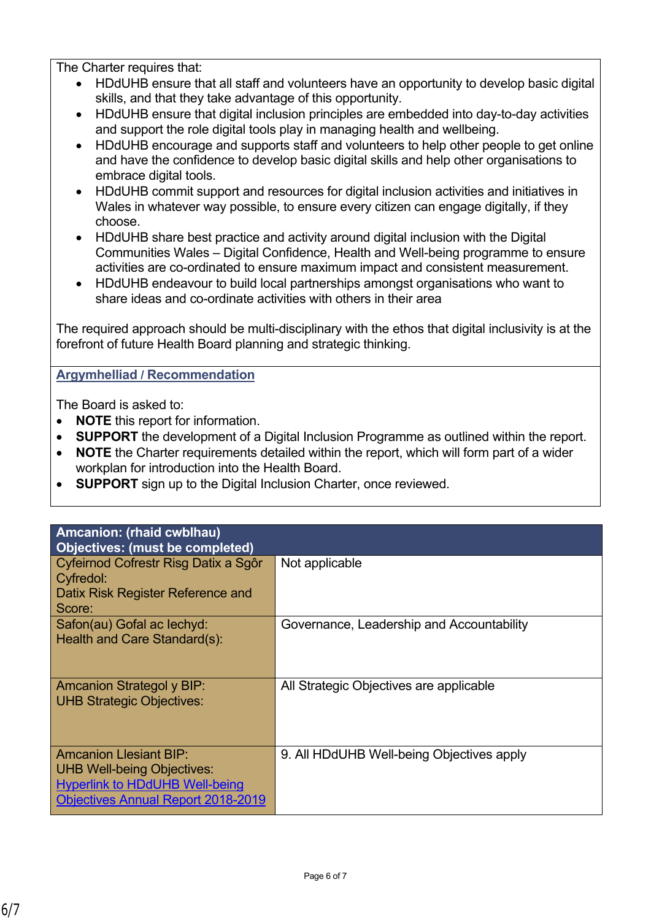The Charter requires that:

- HDdUHB ensure that all staff and volunteers have an opportunity to develop basic digital skills, and that they take advantage of this opportunity.
- HDdUHB ensure that digital inclusion principles are embedded into day-to-day activities and support the role digital tools play in managing health and wellbeing.
- HDdUHB encourage and supports staff and volunteers to help other people to get online and have the confidence to develop basic digital skills and help other organisations to embrace digital tools.
- HDdUHB commit support and resources for digital inclusion activities and initiatives in Wales in whatever way possible, to ensure every citizen can engage digitally, if they choose.
- HDdUHB share best practice and activity around digital inclusion with the Digital Communities Wales – Digital Confidence, Health and Well-being programme to ensure activities are co-ordinated to ensure maximum impact and consistent measurement.
- HDdUHB endeavour to build local partnerships amongst organisations who want to share ideas and co-ordinate activities with others in their area

The required approach should be multi-disciplinary with the ethos that digital inclusivity is at the forefront of future Health Board planning and strategic thinking.

## Argymhelliad / Recommendation

The Board is asked to:

- **NOTE** this report for information.
- **SUPPORT** the development of a Digital Inclusion Programme as outlined within the report.
- **NOTE** the Charter requirements detailed within the report, which will form part of a wider workplan for introduction into the Health Board.
- **SUPPORT** sign up to the Digital Inclusion Charter, once reviewed.

| **Amcanion: (rhaid cwblhau)<br>Objectives: (must be completed)** | |
|---|---|
| Cyfeirnod Cofrestr Risg Datix a Sgôr Cyfredol:<br>Datix Risk Register Reference and Score: | Not applicable |
| Safon(au) Gofal ac Iechyd:<br>Health and Care Standard(s): | Governance, Leadership and Accountability |
| Amcanion Strategol y BIP:<br>UHB Strategic Objectives: | All Strategic Objectives are applicable |
| Amcanion Llesiant BIP:<br>UHB Well-being Objectives:<br>Hyperlink to HDdUHB Well-being Objectives Annual Report 2018-2019 | 9. All HDdUHB Well-being Objectives apply |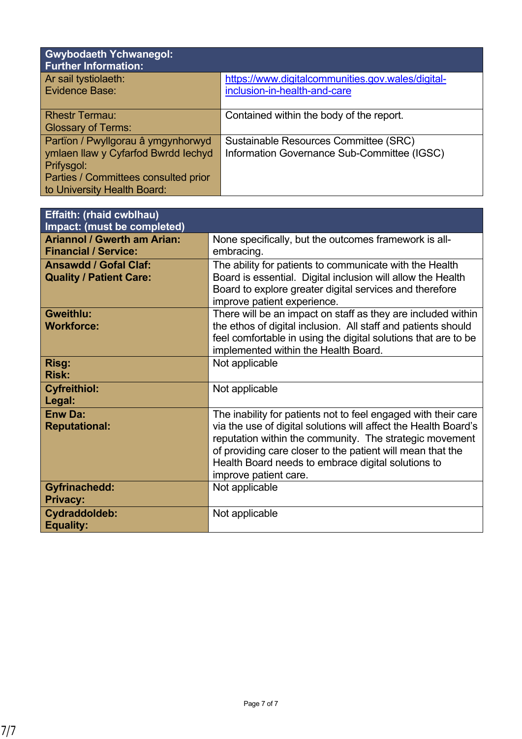| Gwybodaeth Ychwanegol: Further Information: | |
|---|---|
| Ar sail tystiolaeth: Evidence Base: | https://www.digitalcommunities.gov.wales/digital-inclusion-in-health-and-care |
| Rhestr Termau: Glossary of Terms: | Contained within the body of the report. |
| Partïon / Pwyllgorau â ymgynhorwyd ymlaen llaw y Cyfarfod Bwrdd Iechyd Prifysgol: Parties / Committees consulted prior to University Health Board: | Sustainable Resources Committee (SRC) Information Governance Sub-Committee (IGSC) |

| Effaith: (rhaid cwblhau) Impact: (must be completed) | |
|---|---|
| **Ariannol / Gwerth am Arian: Financial / Service:** | None specifically, but the outcomes framework is all-embracing. |
| **Ansawdd / Gofal Claf: Quality / Patient Care:** | The ability for patients to communicate with the Health Board is essential. Digital inclusion will allow the Health Board to explore greater digital services and therefore improve patient experience. |
| **Gweithlu: Workforce:** | There will be an impact on staff as they are included within the ethos of digital inclusion. All staff and patients should feel comfortable in using the digital solutions that are to be implemented within the Health Board. |
| **Risg: Risk:** | Not applicable |
| **Cyfreithiol: Legal:** | Not applicable |
| **Enw Da: Reputational:** | The inability for patients not to feel engaged with their care via the use of digital solutions will affect the Health Board's reputation within the community. The strategic movement of providing care closer to the patient will mean that the Health Board needs to embrace digital solutions to improve patient care. |
| **Gyfrinachedd: Privacy:** | Not applicable |
| **Cydraddoldeb: Equality:** | Not applicable |